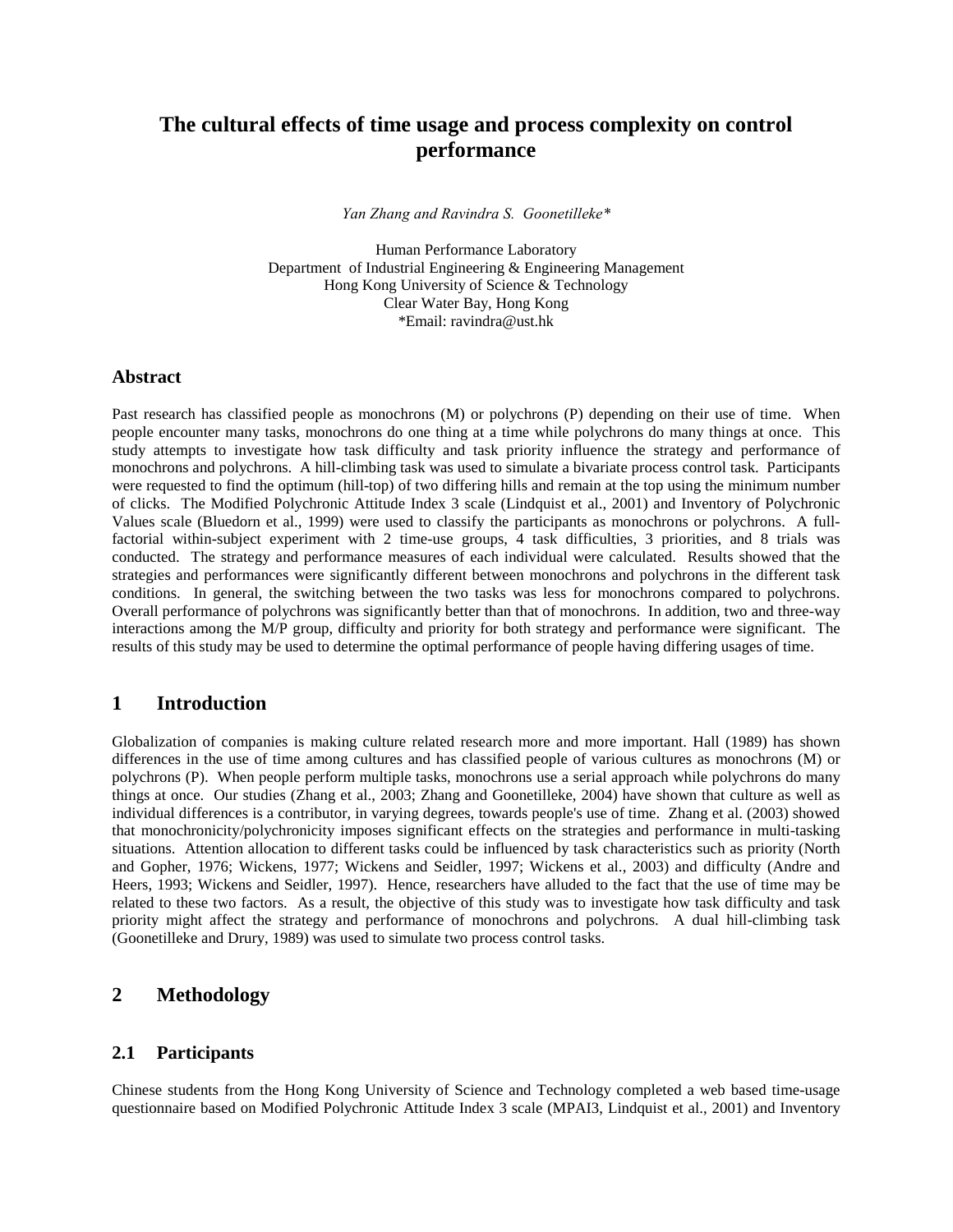# The cultural effects of time usage and process complexity on control performance

*Yan Zhang and Ravindra S. Goonetilleke\**

Human Performance Laboratory
Department of Industrial Engineering & Engineering Management
Hong Kong University of Science & Technology
Clear Water Bay, Hong Kong
\*Email: ravindra@ust.hk

## Abstract

Past research has classified people as monochrons (M) or polychrons (P) depending on their use of time. When people encounter many tasks, monochrons do one thing at a time while polychrons do many things at once. This study attempts to investigate how task difficulty and task priority influence the strategy and performance of monochrons and polychrons. A hill-climbing task was used to simulate a bivariate process control task. Participants were requested to find the optimum (hill-top) of two differing hills and remain at the top using the minimum number of clicks. The Modified Polychronic Attitude Index 3 scale (Lindquist et al., 2001) and Inventory of Polychronic Values scale (Bluedorn et al., 1999) were used to classify the participants as monochrons or polychrons. A full-factorial within-subject experiment with 2 time-use groups, 4 task difficulties, 3 priorities, and 8 trials was conducted. The strategy and performance measures of each individual were calculated. Results showed that the strategies and performances were significantly different between monochrons and polychrons in the different task conditions. In general, the switching between the two tasks was less for monochrons compared to polychrons. Overall performance of polychrons was significantly better than that of monochrons. In addition, two and three-way interactions among the M/P group, difficulty and priority for both strategy and performance were significant. The results of this study may be used to determine the optimal performance of people having differing usages of time.

## 1 Introduction

Globalization of companies is making culture related research more and more important. Hall (1989) has shown differences in the use of time among cultures and has classified people of various cultures as monochrons (M) or polychrons (P). When people perform multiple tasks, monochrons use a serial approach while polychrons do many things at once. Our studies (Zhang et al., 2003; Zhang and Goonetilleke, 2004) have shown that culture as well as individual differences is a contributor, in varying degrees, towards people's use of time. Zhang et al. (2003) showed that monochronicity/polychronicity imposes significant effects on the strategies and performance in multi-tasking situations. Attention allocation to different tasks could be influenced by task characteristics such as priority (North and Gopher, 1976; Wickens, 1977; Wickens and Seidler, 1997; Wickens et al., 2003) and difficulty (Andre and Heers, 1993; Wickens and Seidler, 1997). Hence, researchers have alluded to the fact that the use of time may be related to these two factors. As a result, the objective of this study was to investigate how task difficulty and task priority might affect the strategy and performance of monochrons and polychrons. A dual hill-climbing task (Goonetilleke and Drury, 1989) was used to simulate two process control tasks.

## 2 Methodology

### 2.1 Participants

Chinese students from the Hong Kong University of Science and Technology completed a web based time-usage questionnaire based on Modified Polychronic Attitude Index 3 scale (MPAI3, Lindquist et al., 2001) and Inventory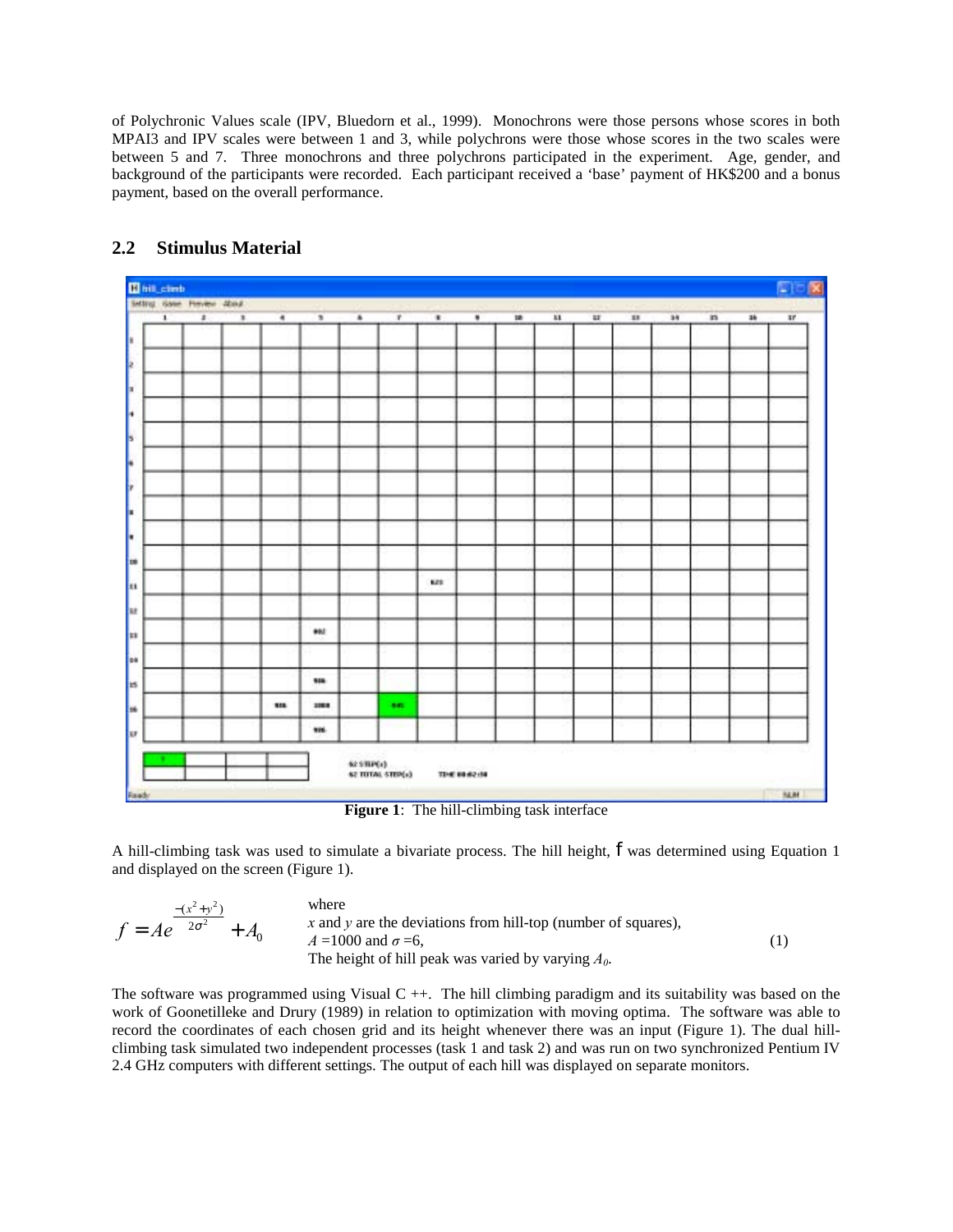of Polychronic Values scale (IPV, Bluedorn et al., 1999). Monochrons were those persons whose scores in both MPAI3 and IPV scales were between 1 and 3, while polychrons were those whose scores in the two scales were between 5 and 7. Three monochrons and three polychrons participated in the experiment. Age, gender, and background of the participants were recorded. Each participant received a 'base' payment of HK$200 and a bonus payment, based on the overall performance.

## 2.2 Stimulus Material

**Figure 1**: The hill-climbing task interface

A hill-climbing task was used to simulate a bivariate process. The hill height, $f$ was determined using Equation 1 and displayed on the screen (Figure 1).

$$f = Ae^{\frac{-(x^2+y^2)}{2\sigma^2}} + A_0 \quad (1)$$

where
$x$ and $y$ are the deviations from hill-top (number of squares),
$A$ =1000 and $\sigma$ =6,
The height of hill peak was varied by varying $A_0$.

The software was programmed using Visual C ++. The hill climbing paradigm and its suitability was based on the work of Goonetilleke and Drury (1989) in relation to optimization with moving optima. The software was able to record the coordinates of each chosen grid and its height whenever there was an input (Figure 1). The dual hill-climbing task simulated two independent processes (task 1 and task 2) and was run on two synchronized Pentium IV 2.4 GHz computers with different settings. The output of each hill was displayed on separate monitors.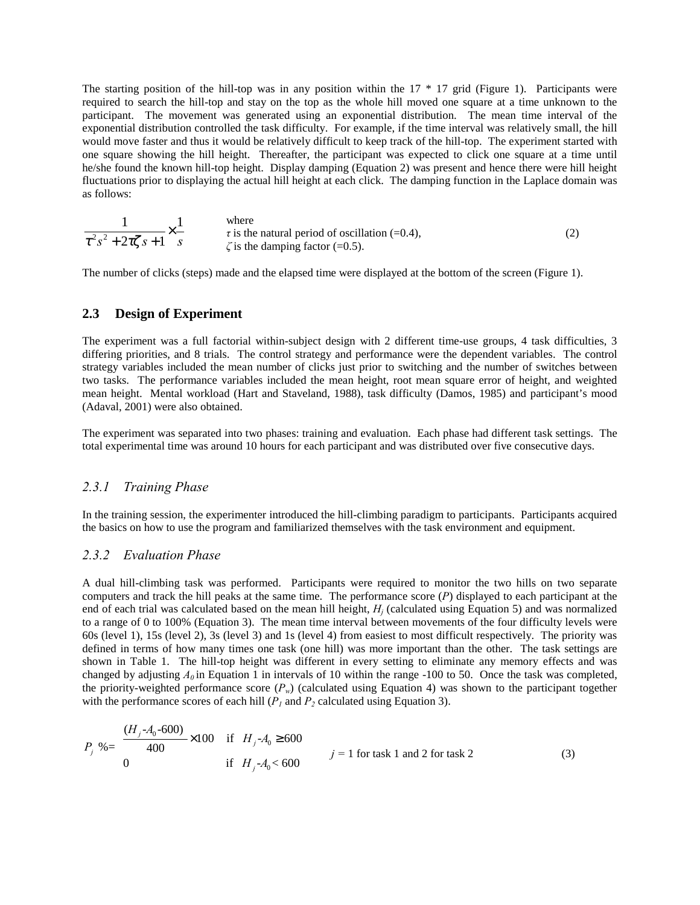The starting position of the hill-top was in any position within the 17 * 17 grid (Figure 1). Participants were required to search the hill-top and stay on the top as the whole hill moved one square at a time unknown to the participant. The movement was generated using an exponential distribution. The mean time interval of the exponential distribution controlled the task difficulty. For example, if the time interval was relatively small, the hill would move faster and thus it would be relatively difficult to keep track of the hill-top. The experiment started with one square showing the hill height. Thereafter, the participant was expected to click one square at a time until he/she found the known hill-top height. Display damping (Equation 2) was present and hence there were hill height fluctuations prior to displaying the actual hill height at each click. The damping function in the Laplace domain was as follows:

$$\frac{1}{\tau^2 s^2 + 2\tau\zeta s + 1} \times \frac{1}{s} \qquad (2)$$

where
$\tau$ is the natural period of oscillation (=0.4),
$\zeta$ is the damping factor (=0.5).

The number of clicks (steps) made and the elapsed time were displayed at the bottom of the screen (Figure 1).

## 2.3 Design of Experiment

The experiment was a full factorial within-subject design with 2 different time-use groups, 4 task difficulties, 3 differing priorities, and 8 trials. The control strategy and performance were the dependent variables. The control strategy variables included the mean number of clicks just prior to switching and the number of switches between two tasks. The performance variables included the mean height, root mean square error of height, and weighted mean height. Mental workload (Hart and Staveland, 1988), task difficulty (Damos, 1985) and participant's mood (Adaval, 2001) were also obtained.

The experiment was separated into two phases: training and evaluation. Each phase had different task settings. The total experimental time was around 10 hours for each participant and was distributed over five consecutive days.

### *2.3.1 Training Phase*

In the training session, the experimenter introduced the hill-climbing paradigm to participants. Participants acquired the basics on how to use the program and familiarized themselves with the task environment and equipment.

### *2.3.2 Evaluation Phase*

A dual hill-climbing task was performed. Participants were required to monitor the two hills on two separate computers and track the hill peaks at the same time. The performance score ($P$) displayed to each participant at the end of each trial was calculated based on the mean hill height, $H_j$ (calculated using Equation 5) and was normalized to a range of 0 to 100% (Equation 3). The mean time interval between movements of the four difficulty levels were 60s (level 1), 15s (level 2), 3s (level 3) and 1s (level 4) from easiest to most difficult respectively. The priority was defined in terms of how many times one task (one hill) was more important than the other. The task settings are shown in Table 1. The hill-top height was different in every setting to eliminate any memory effects and was changed by adjusting $A_0$ in Equation 1 in intervals of 10 within the range -100 to 50. Once the task was completed, the priority-weighted performance score ($P_w$) (calculated using Equation 4) was shown to the participant together with the performance scores of each hill ($P_1$ and $P_2$ calculated using Equation 3).

$$P_j\ \% = \begin{cases} \dfrac{(H_j - A_0 - 600)}{400} \times 100 & \text{if } H_j - A_0 \geq 600 \\ 0 & \text{if } H_j - A_0 < 600 \end{cases} \qquad j = 1 \text{ for task 1 and 2 for task 2} \qquad (3)$$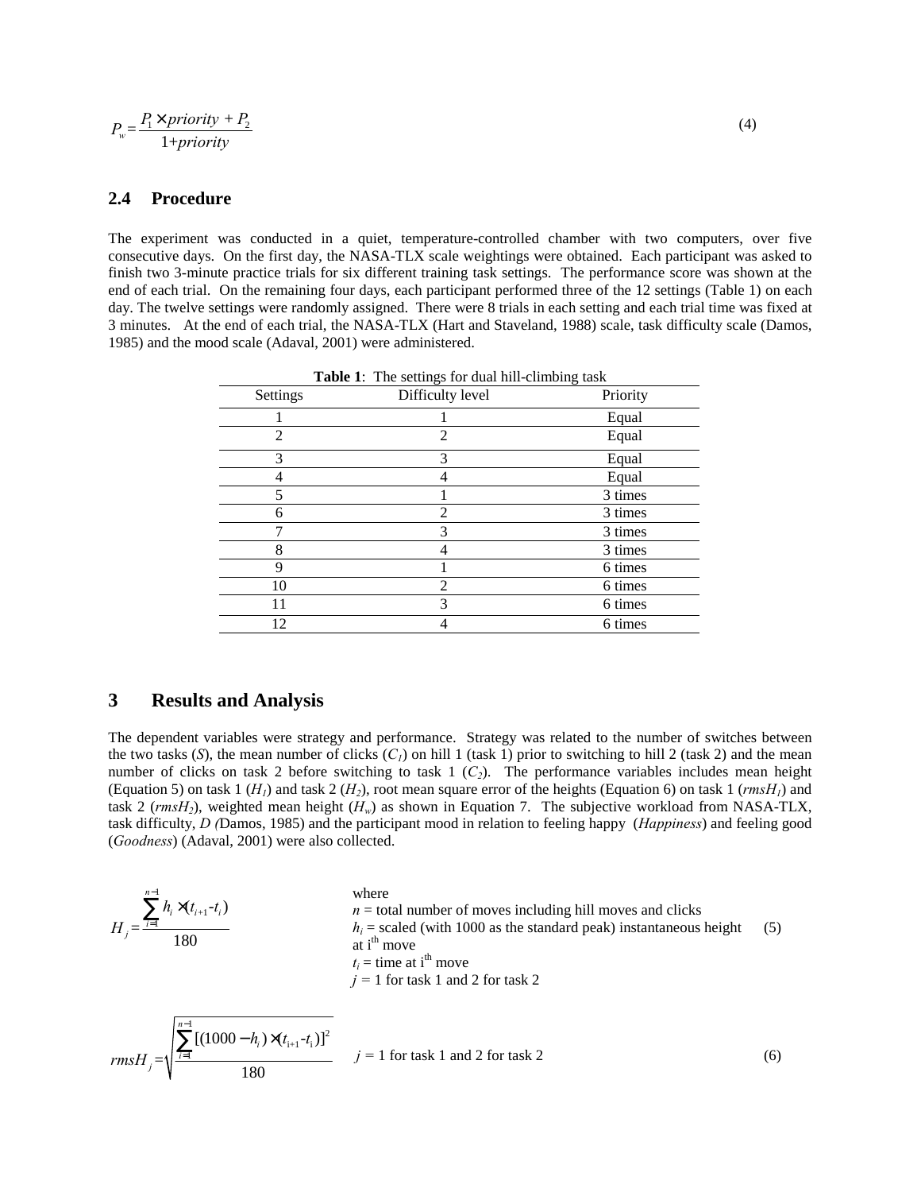$$P_w = \frac{P_1 \times priority + P_2}{1 + priority} \tag{4}$$

## 2.4 Procedure

The experiment was conducted in a quiet, temperature-controlled chamber with two computers, over five consecutive days. On the first day, the NASA-TLX scale weightings were obtained. Each participant was asked to finish two 3-minute practice trials for six different training task settings. The performance score was shown at the end of each trial. On the remaining four days, each participant performed three of the 12 settings (Table 1) on each day. The twelve settings were randomly assigned. There were 8 trials in each setting and each trial time was fixed at 3 minutes. At the end of each trial, the NASA-TLX (Hart and Staveland, 1988) scale, task difficulty scale (Damos, 1985) and the mood scale (Adaval, 2001) were administered.

**Table 1**: The settings for dual hill-climbing task

| Settings | Difficulty level | Priority |
|---|---|---|
| 1 | 1 | Equal |
| 2 | 2 | Equal |
| 3 | 3 | Equal |
| 4 | 4 | Equal |
| 5 | 1 | 3 times |
| 6 | 2 | 3 times |
| 7 | 3 | 3 times |
| 8 | 4 | 3 times |
| 9 | 1 | 6 times |
| 10 | 2 | 6 times |
| 11 | 3 | 6 times |
| 12 | 4 | 6 times |

# 3 Results and Analysis

The dependent variables were strategy and performance. Strategy was related to the number of switches between the two tasks ($S$), the mean number of clicks ($C_1$) on hill 1 (task 1) prior to switching to hill 2 (task 2) and the mean number of clicks on task 2 before switching to task 1 ($C_2$). The performance variables includes mean height (Equation 5) on task 1 ($H_1$) and task 2 ($H_2$), root mean square error of the heights (Equation 6) on task 1 ($rmsH_1$) and task 2 ($rmsH_2$), weighted mean height ($H_w$) as shown in Equation 7. The subjective workload from NASA-TLX, task difficulty, $D$ (Damos, 1985) and the participant mood in relation to feeling happy (*Happiness*) and feeling good (*Goodness*) (Adaval, 2001) were also collected.

$$H_j = \frac{\sum_{i=1}^{n-1} h_i \times (t_{i+1} - t_i)}{180} \tag{5}$$

where
$n$ = total number of moves including hill moves and clicks
$h_i$ = scaled (with 1000 as the standard peak) instantaneous height at i[th] move
$t_i$ = time at i[th] move
$j$ = 1 for task 1 and 2 for task 2

$$rmsH_j = \sqrt{\frac{\sum_{i=1}^{n-1} [(1000 - h_i) \times (t_{i+1} - t_i)]^2}{180}} \quad j = 1 \text{ for task 1 and 2 for task 2} \tag{6}$$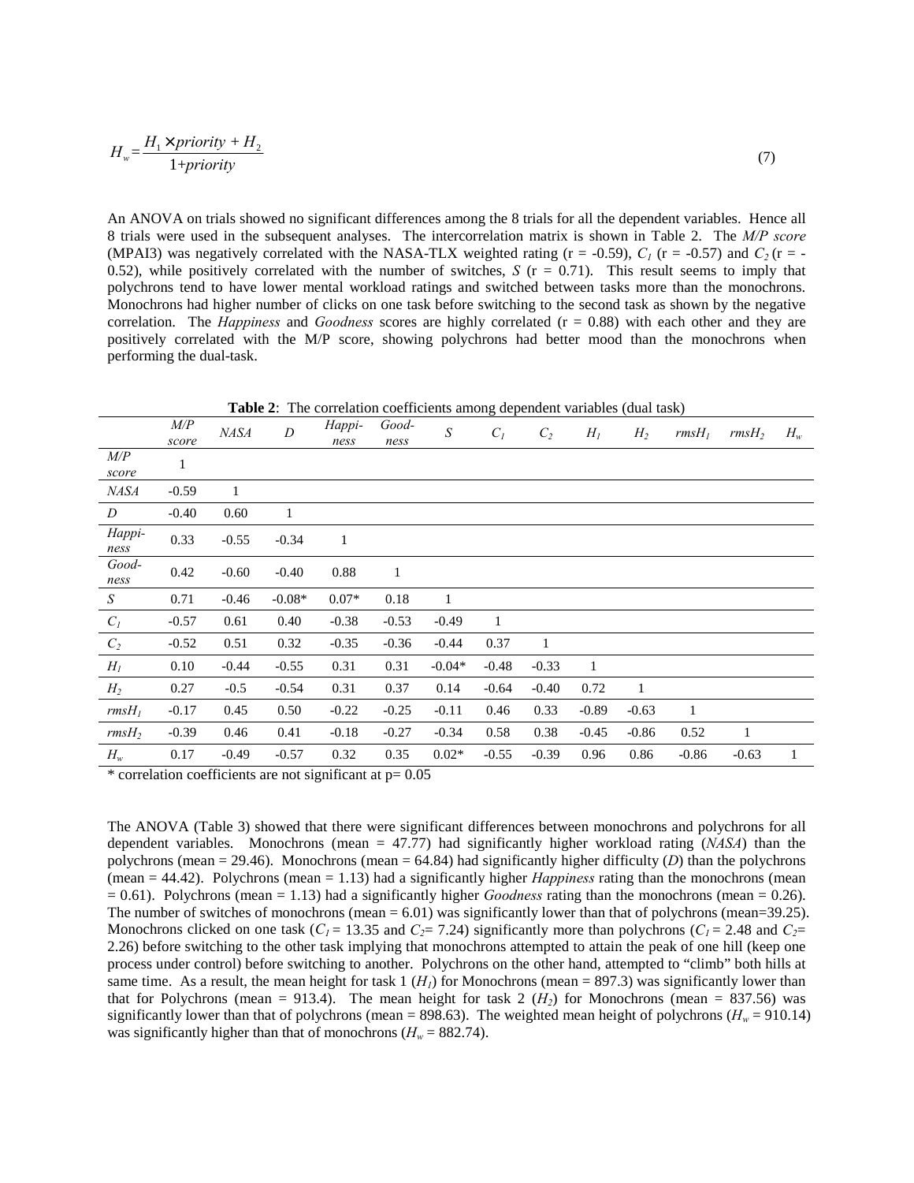$$H_w = \frac{H_1 \times priority + H_2}{1 + priority} \tag{7}$$

An ANOVA on trials showed no significant differences among the 8 trials for all the dependent variables. Hence all 8 trials were used in the subsequent analyses. The intercorrelation matrix is shown in Table 2. The *M/P score* (MPAI3) was negatively correlated with the NASA-TLX weighted rating (r = -0.59), $C_1$ (r = -0.57) and $C_2$ (r = -0.52), while positively correlated with the number of switches, *S* (r = 0.71). This result seems to imply that polychrons tend to have lower mental workload ratings and switched between tasks more than the monochrons. Monochrons had higher number of clicks on one task before switching to the second task as shown by the negative correlation. The *Happiness* and *Goodness* scores are highly correlated (r = 0.88) with each other and they are positively correlated with the M/P score, showing polychrons had better mood than the monochrons when performing the dual-task.

**Table 2**: The correlation coefficients among dependent variables (dual task)

| | *M/P score* | *NASA* | *D* | *Happiness* | *Goodness* | *S* | $C_1$ | $C_2$ | $H_1$ | $H_2$ | $rmsH_1$ | $rmsH_2$ | $H_w$ |
|---|---|---|---|---|---|---|---|---|---|---|---|---|---|
| *M/P score* | 1 | | | | | | | | | | | | |
| *NASA* | -0.59 | 1 | | | | | | | | | | | |
| *D* | -0.40 | 0.60 | 1 | | | | | | | | | | |
| *Happiness* | 0.33 | -0.55 | -0.34 | 1 | | | | | | | | | |
| *Goodness* | 0.42 | -0.60 | -0.40 | 0.88 | 1 | | | | | | | | |
| *S* | 0.71 | -0.46 | -0.08* | 0.07* | 0.18 | 1 | | | | | | | |
| $C_1$ | -0.57 | 0.61 | 0.40 | -0.38 | -0.53 | -0.49 | 1 | | | | | | |
| $C_2$ | -0.52 | 0.51 | 0.32 | -0.35 | -0.36 | -0.44 | 0.37 | 1 | | | | | |
| $H_1$ | 0.10 | -0.44 | -0.55 | 0.31 | 0.31 | -0.04* | -0.48 | -0.33 | 1 | | | | |
| $H_2$ | 0.27 | -0.5 | -0.54 | 0.31 | 0.37 | 0.14 | -0.64 | -0.40 | 0.72 | 1 | | | |
| $rmsH_1$ | -0.17 | 0.45 | 0.50 | -0.22 | -0.25 | -0.11 | 0.46 | 0.33 | -0.89 | -0.63 | 1 | | |
| $rmsH_2$ | -0.39 | 0.46 | 0.41 | -0.18 | -0.27 | -0.34 | 0.58 | 0.38 | -0.45 | -0.86 | 0.52 | 1 | |
| $H_w$ | 0.17 | -0.49 | -0.57 | 0.32 | 0.35 | 0.02* | -0.55 | -0.39 | 0.96 | 0.86 | -0.86 | -0.63 | 1 |

\* correlation coefficients are not significant at p= 0.05

The ANOVA (Table 3) showed that there were significant differences between monochrons and polychrons for all dependent variables. Monochrons (mean = 47.77) had significantly higher workload rating (*NASA*) than the polychrons (mean = 29.46). Monochrons (mean = 64.84) had significantly higher difficulty (*D*) than the polychrons (mean = 44.42). Polychrons (mean = 1.13) had a significantly higher *Happiness* rating than the monochrons (mean = 0.61). Polychrons (mean = 1.13) had a significantly higher *Goodness* rating than the monochrons (mean = 0.26). The number of switches of monochrons (mean = 6.01) was significantly lower than that of polychrons (mean=39.25). Monochrons clicked on one task ($C_1$ = 13.35 and $C_2$= 7.24) significantly more than polychrons ($C_1$ = 2.48 and $C_2$= 2.26) before switching to the other task implying that monochrons attempted to attain the peak of one hill (keep one process under control) before switching to another. Polychrons on the other hand, attempted to "climb" both hills at same time. As a result, the mean height for task 1 ($H_1$) for Monochrons (mean = 897.3) was significantly lower than that for Polychrons (mean = 913.4). The mean height for task 2 ($H_2$) for Monochrons (mean = 837.56) was significantly lower than that of polychrons (mean = 898.63). The weighted mean height of polychrons ($H_w$ = 910.14) was significantly higher than that of monochrons ($H_w$ = 882.74).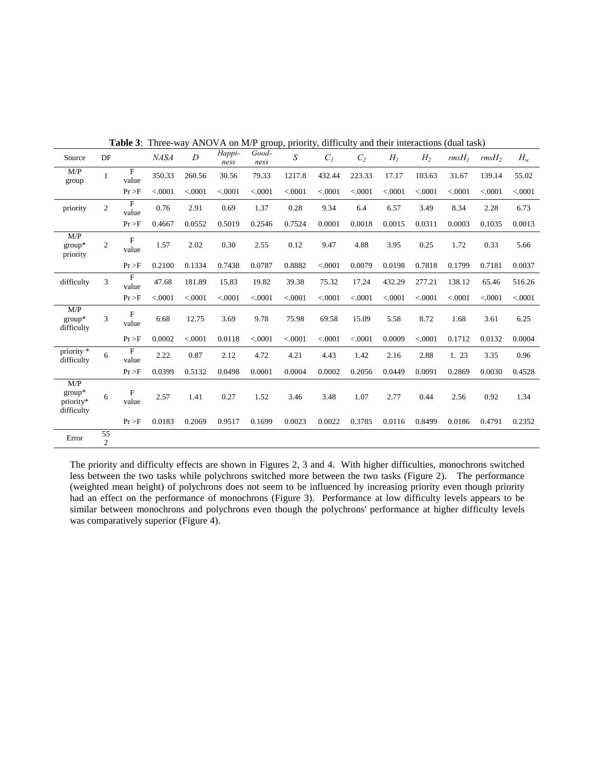**Table 3**: Three-way ANOVA on M/P group, priority, difficulty and their interactions (dual task)

| Source | DF | | *NASA* | *D* | *Happi-ness* | *Good-ness* | *S* | $C_1$ | $C_2$ | $H_1$ | $H_2$ | $rmsH_1$ | $rmsH_2$ | $H_w$ |
|---|---|---|---|---|---|---|---|---|---|---|---|---|---|---|
| M/P group | 1 | F value | 350.33 | 260.56 | 30.56 | 79.33 | 1217.8 | 432.44 | 223.33 | 17.17 | 103.63 | 31.67 | 139.14 | 55.02 |
| | | Pr >F | <.0001 | <.0001 | <.0001 | <.0001 | <.0001 | <.0001 | <.0001 | <.0001 | <.0001 | <.0001 | <.0001 | <.0001 |
| priority | 2 | F value | 0.76 | 2.91 | 0.69 | 1.37 | 0.28 | 9.34 | 6.4 | 6.57 | 3.49 | 8.34 | 2.28 | 6.73 |
| | | Pr >F | 0.4667 | 0.0552 | 0.5019 | 0.2546 | 0.7524 | 0.0001 | 0.0018 | 0.0015 | 0.0311 | 0.0003 | 0.1035 | 0.0013 |
| M/P group* priority | 2 | F value | 1.57 | 2.02 | 0.30 | 2.55 | 0.12 | 9.47 | 4.88 | 3.95 | 0.25 | 1.72 | 0.33 | 5.66 |
| | | Pr >F | 0.2100 | 0.1334 | 0.7438 | 0.0787 | 0.8882 | <.0001 | 0.0079 | 0.0198 | 0.7818 | 0.1799 | 0.7181 | 0.0037 |
| difficulty | 3 | F value | 47.68 | 181.89 | 15.83 | 19.82 | 39.38 | 75.32 | 17.24 | 432.29 | 277.21 | 138.12 | 65.46 | 516.26 |
| | | Pr >F | <.0001 | <.0001 | <.0001 | <.0001 | <.0001 | <.0001 | <.0001 | <.0001 | <.0001 | <.0001 | <.0001 | <.0001 |
| M/P group* difficulty | 3 | F value | 6.68 | 12.75 | 3.69 | 9.78 | 75.98 | 69.58 | 15.09 | 5.58 | 8.72 | 1.68 | 3.61 | 6.25 |
| | | Pr >F | 0.0002 | <.0001 | 0.0118 | <.0001 | <.0001 | <.0001 | <.0001 | 0.0009 | <.0001 | 0.1712 | 0.0132 | 0.0004 |
| priority * difficulty | 6 | F value | 2.22 | 0.87 | 2.12 | 4.72 | 4.21 | 4.43 | 1.42 | 2.16 | 2.88 | 1. 23 | 3.35 | 0.96 |
| | | Pr >F | 0.0399 | 0.5132 | 0.0498 | 0.0001 | 0.0004 | 0.0002 | 0.2056 | 0.0449 | 0.0091 | 0.2869 | 0.0030 | 0.4528 |
| M/P group* priority* difficulty | 6 | F value | 2.57 | 1.41 | 0.27 | 1.52 | 3.46 | 3.48 | 1.07 | 2.77 | 0.44 | 2.56 | 0.92 | 1.34 |
| | | Pr >F | 0.0183 | 0.2069 | 0.9517 | 0.1699 | 0.0023 | 0.0022 | 0.3785 | 0.0116 | 0.8499 | 0.0186 | 0.4791 | 0.2352 |
| Error | 552 | | | | | | | | | | | | | |

The priority and difficulty effects are shown in Figures 2, 3 and 4. With higher difficulties, monochrons switched less between the two tasks while polychrons switched more between the two tasks (Figure 2). The performance (weighted mean height) of polychrons does not seem to be influenced by increasing priority even though priority had an effect on the performance of monochrons (Figure 3). Performance at low difficulty levels appears to be similar between monochrons and polychrons even though the polychrons' performance at higher difficulty levels was comparatively superior (Figure 4).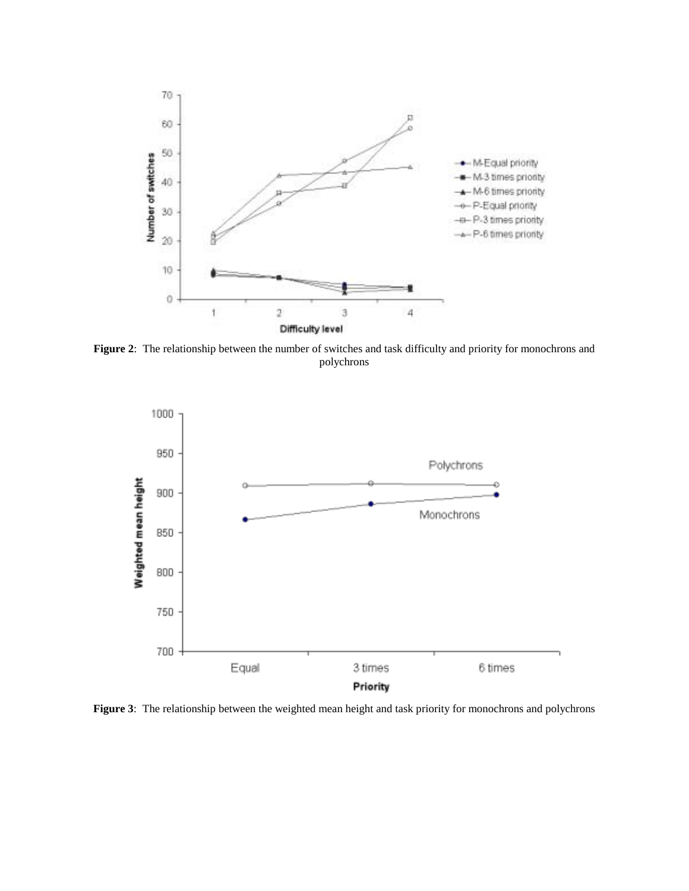**Figure 2**: The relationship between the number of switches and task difficulty and priority for monochrons and polychrons

**Figure 3**: The relationship between the weighted mean height and task priority for monochrons and polychrons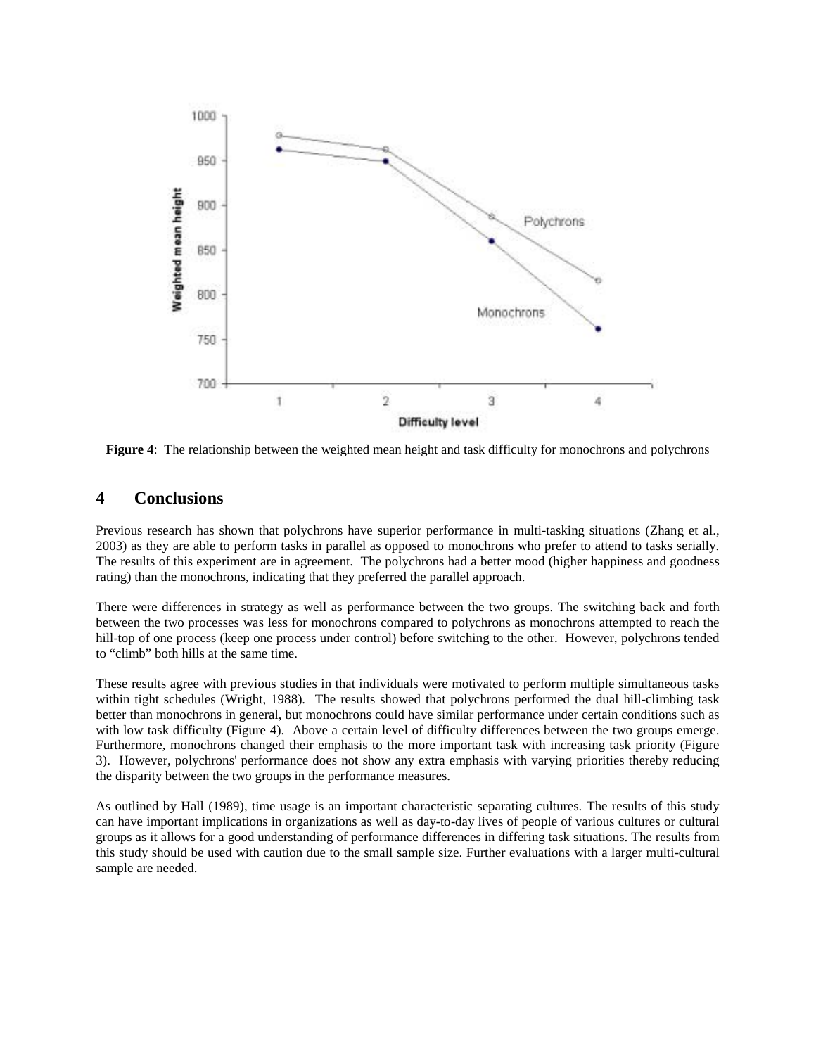**Figure 4**: The relationship between the weighted mean height and task difficulty for monochrons and polychrons

## 4 Conclusions

Previous research has shown that polychrons have superior performance in multi-tasking situations (Zhang et al., 2003) as they are able to perform tasks in parallel as opposed to monochrons who prefer to attend to tasks serially. The results of this experiment are in agreement. The polychrons had a better mood (higher happiness and goodness rating) than the monochrons, indicating that they preferred the parallel approach.

There were differences in strategy as well as performance between the two groups. The switching back and forth between the two processes was less for monochrons compared to polychrons as monochrons attempted to reach the hill-top of one process (keep one process under control) before switching to the other. However, polychrons tended to "climb" both hills at the same time.

These results agree with previous studies in that individuals were motivated to perform multiple simultaneous tasks within tight schedules (Wright, 1988). The results showed that polychrons performed the dual hill-climbing task better than monochrons in general, but monochrons could have similar performance under certain conditions such as with low task difficulty (Figure 4). Above a certain level of difficulty differences between the two groups emerge. Furthermore, monochrons changed their emphasis to the more important task with increasing task priority (Figure 3). However, polychrons' performance does not show any extra emphasis with varying priorities thereby reducing the disparity between the two groups in the performance measures.

As outlined by Hall (1989), time usage is an important characteristic separating cultures. The results of this study can have important implications in organizations as well as day-to-day lives of people of various cultures or cultural groups as it allows for a good understanding of performance differences in differing task situations. The results from this study should be used with caution due to the small sample size. Further evaluations with a larger multi-cultural sample are needed.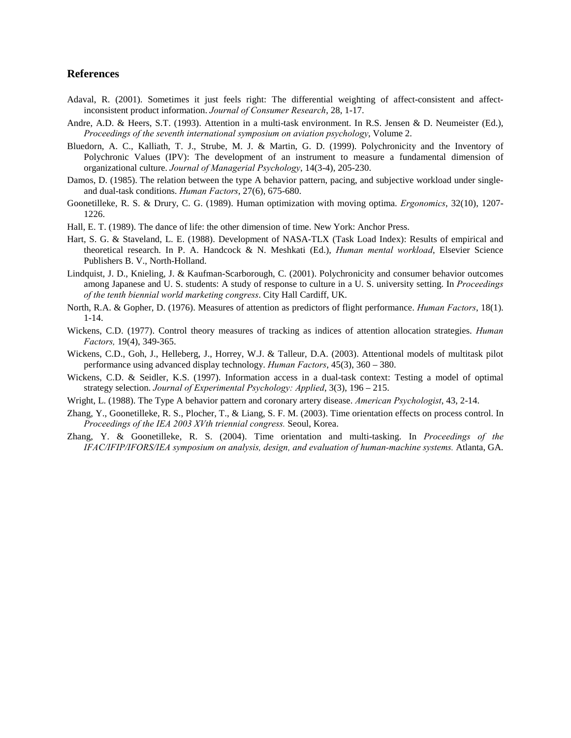## References

Adaval, R. (2001). Sometimes it just feels right: The differential weighting of affect-consistent and affect-inconsistent product information. *Journal of Consumer Research*, 28, 1-17.

Andre, A.D. & Heers, S.T. (1993). Attention in a multi-task environment. In R.S. Jensen & D. Neumeister (Ed.), *Proceedings of the seventh international symposium on aviation psychology*, Volume 2.

Bluedorn, A. C., Kalliath, T. J., Strube, M. J. & Martin, G. D. (1999). Polychronicity and the Inventory of Polychronic Values (IPV): The development of an instrument to measure a fundamental dimension of organizational culture. *Journal of Managerial Psychology*, 14(3-4), 205-230.

Damos, D. (1985). The relation between the type A behavior pattern, pacing, and subjective workload under single- and dual-task conditions. *Human Factors*, 27(6), 675-680.

Goonetilleke, R. S. & Drury, C. G. (1989). Human optimization with moving optima. *Ergonomics*, 32(10), 1207-1226.

Hall, E. T. (1989). The dance of life: the other dimension of time. New York: Anchor Press.

Hart, S. G. & Staveland, L. E. (1988). Development of NASA-TLX (Task Load Index): Results of empirical and theoretical research. In P. A. Handcock & N. Meshkati (Ed.), *Human mental workload*, Elsevier Science Publishers B. V., North-Holland.

Lindquist, J. D., Knieling, J. & Kaufman-Scarborough, C. (2001). Polychronicity and consumer behavior outcomes among Japanese and U. S. students: A study of response to culture in a U. S. university setting. In *Proceedings of the tenth biennial world marketing congress*. City Hall Cardiff, UK.

North, R.A. & Gopher, D. (1976). Measures of attention as predictors of flight performance. *Human Factors*, 18(1). 1-14.

Wickens, C.D. (1977). Control theory measures of tracking as indices of attention allocation strategies. *Human Factors,* 19(4), 349-365.

Wickens, C.D., Goh, J., Helleberg, J., Horrey, W.J. & Talleur, D.A. (2003). Attentional models of multitask pilot performance using advanced display technology. *Human Factors*, 45(3), 360 – 380.

Wickens, C.D. & Seidler, K.S. (1997). Information access in a dual-task context: Testing a model of optimal strategy selection. *Journal of Experimental Psychology: Applied*, 3(3), 196 – 215.

Wright, L. (1988). The Type A behavior pattern and coronary artery disease. *American Psychologist*, 43, 2-14.

Zhang, Y., Goonetilleke, R. S., Plocher, T., & Liang, S. F. M. (2003). Time orientation effects on process control. In *Proceedings of the IEA 2003 XVth triennial congress.* Seoul, Korea.

Zhang, Y. & Goonetilleke, R. S. (2004). Time orientation and multi-tasking. In *Proceedings of the IFAC/IFIP/IFORS/IEA symposium on analysis, design, and evaluation of human-machine systems.* Atlanta, GA.